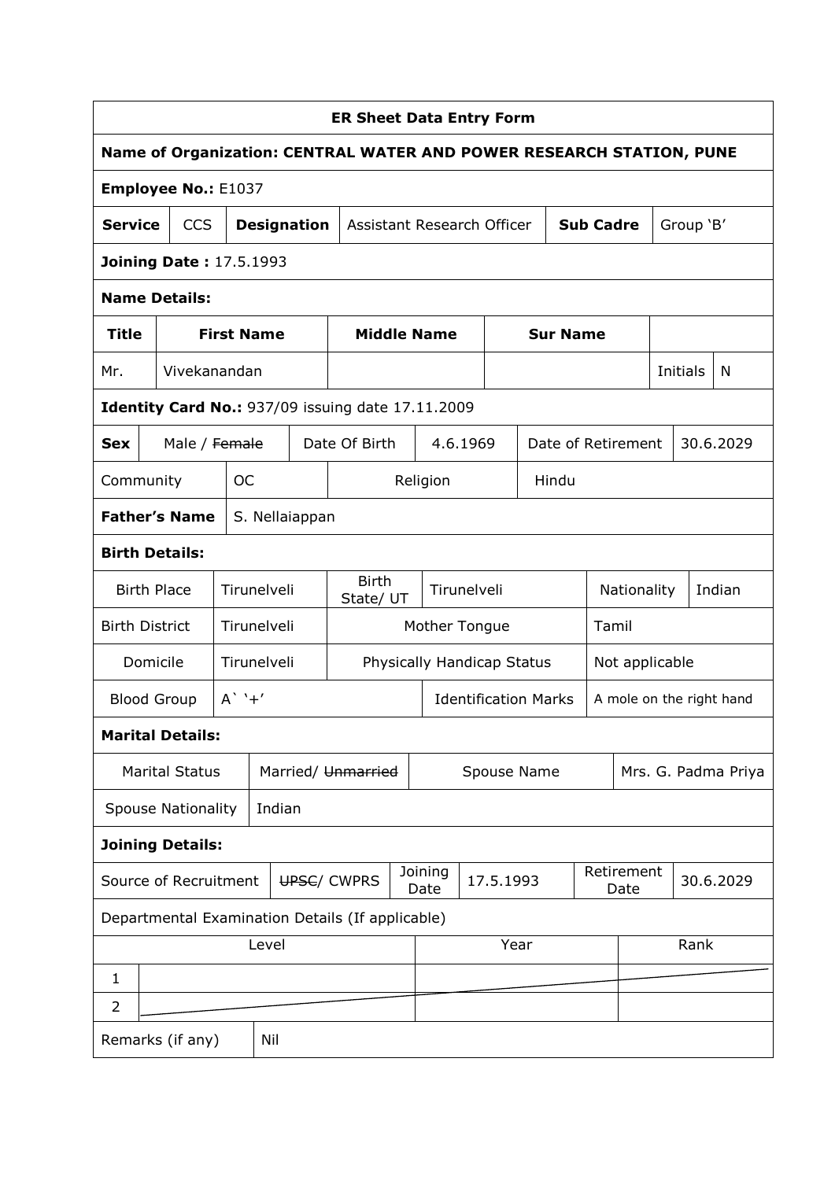# ER Sheet Data Entry Form

**Name of Organization: CENTRAL WATER AND POWER RESEARCH STATION, PUNE**

**Employee No.:** E1037

| **Service** | CCS | **Designation** | Assistant Research Officer | **Sub Cadre** | Group 'B' |
|---|---|---|---|---|---|

**Joining Date :** 17.5.1993

**Name Details:**

| **Title** | **First Name** | **Middle Name** | **Sur Name** | | |
|---|---|---|---|---|---|
| Mr. | Vivekanandan | | | Initials | N |

**Identity Card No.:** 937/09 issuing date 17.11.2009

| **Sex** | Male / ~~Female~~ | Date Of Birth | 4.6.1969 | Date of Retirement | 30.6.2029 |
|---|---|---|---|---|---|

| Community | OC | Religion | Hindu |
|---|---|---|---|

| **Father's Name** | S. Nellaiappan |
|---|---|

**Birth Details:**

| Birth Place | Tirunelveli | Birth State/ UT | Tirunelveli | Nationality | Indian |
|---|---|---|---|---|---|
| Birth District | Tirunelveli | Mother Tongue | | Tamil | |
| Domicile | Tirunelveli | Physically Handicap Status | | Not applicable | |
| Blood Group | A` '+' | Identification Marks | | A mole on the right hand | |

**Marital Details:**

| Marital Status | Married/ ~~Unmarried~~ | Spouse Name | Mrs. G. Padma Priya |
|---|---|---|---|
| Spouse Nationality | Indian | | |

**Joining Details:**

| Source of Recruitment | ~~UPSC~~/ CWPRS | Joining Date | 17.5.1993 | Retirement Date | 30.6.2029 |
|---|---|---|---|---|---|

Departmental Examination Details (If applicable)

| | Level | Year | Rank |
|---|---|---|---|
| 1 | | | |
| 2 | | | |

| Remarks (if any) | Nil |
|---|---|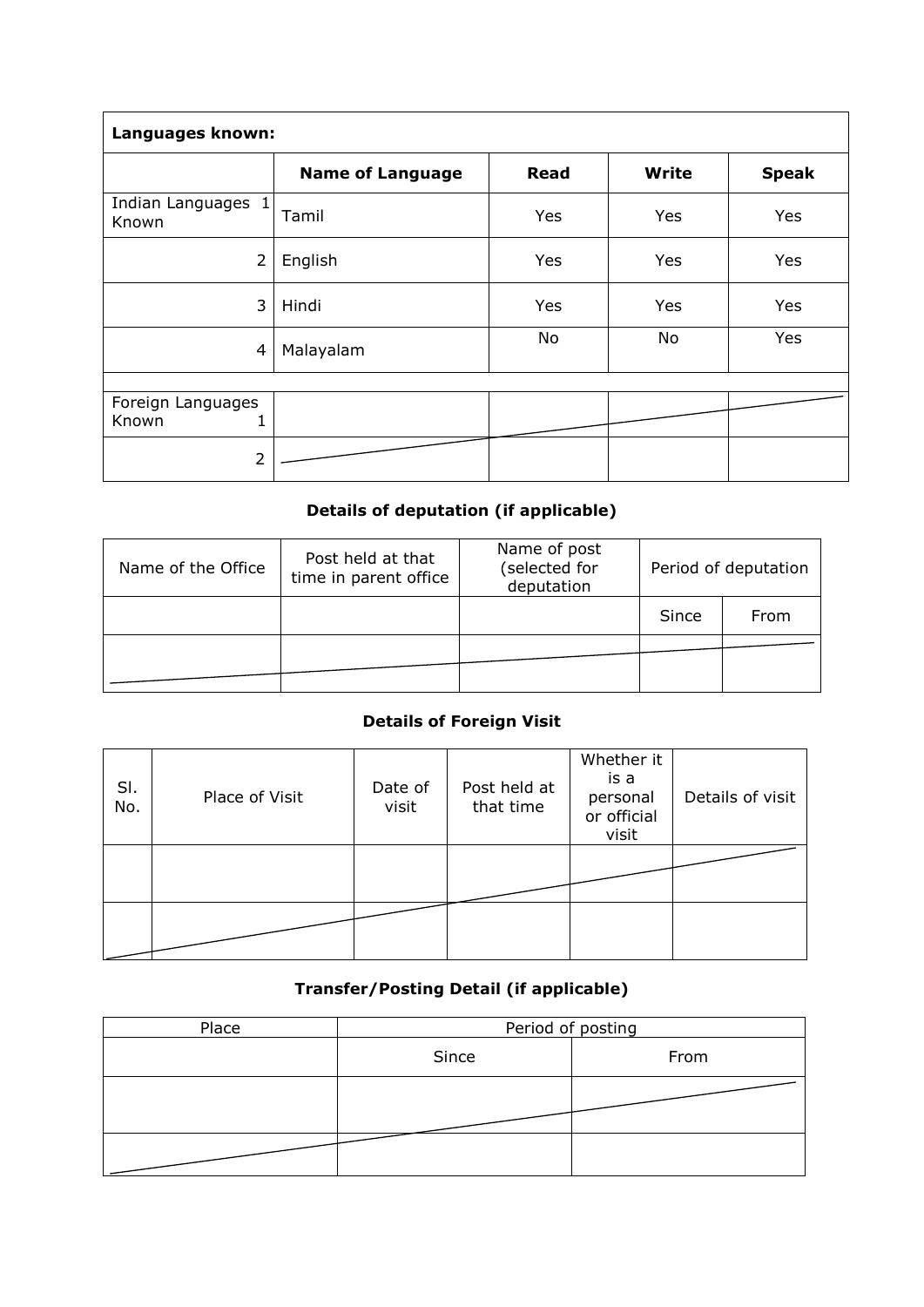| Languages known: | | | | |
|---|---|---|---|---|
| | **Name of Language** | **Read** | **Write** | **Speak** |
| Indian Languages Known 1 | Tamil | Yes | Yes | Yes |
| 2 | English | Yes | Yes | Yes |
| 3 | Hindi | Yes | Yes | Yes |
| 4 | Malayalam | No | No | Yes |
| | | | | |
| Foreign Languages Known 1 | | | | |
| 2 | | | | |

### Details of deputation (if applicable)

| Name of the Office | Post held at that time in parent office | Name of post (selected for deputation | Period of deputation | |
|---|---|---|---|---|
| | | | Since | From |
| | | | | |

### Details of Foreign Visit

| Sl. No. | Place of Visit | Date of visit | Post held at that time | Whether it is a personal or official visit | Details of visit |
|---|---|---|---|---|---|
| | | | | | |
| | | | | | |

### Transfer/Posting Detail (if applicable)

| Place | Period of posting | |
|---|---|---|
| | Since | From |
| | | |
| | | |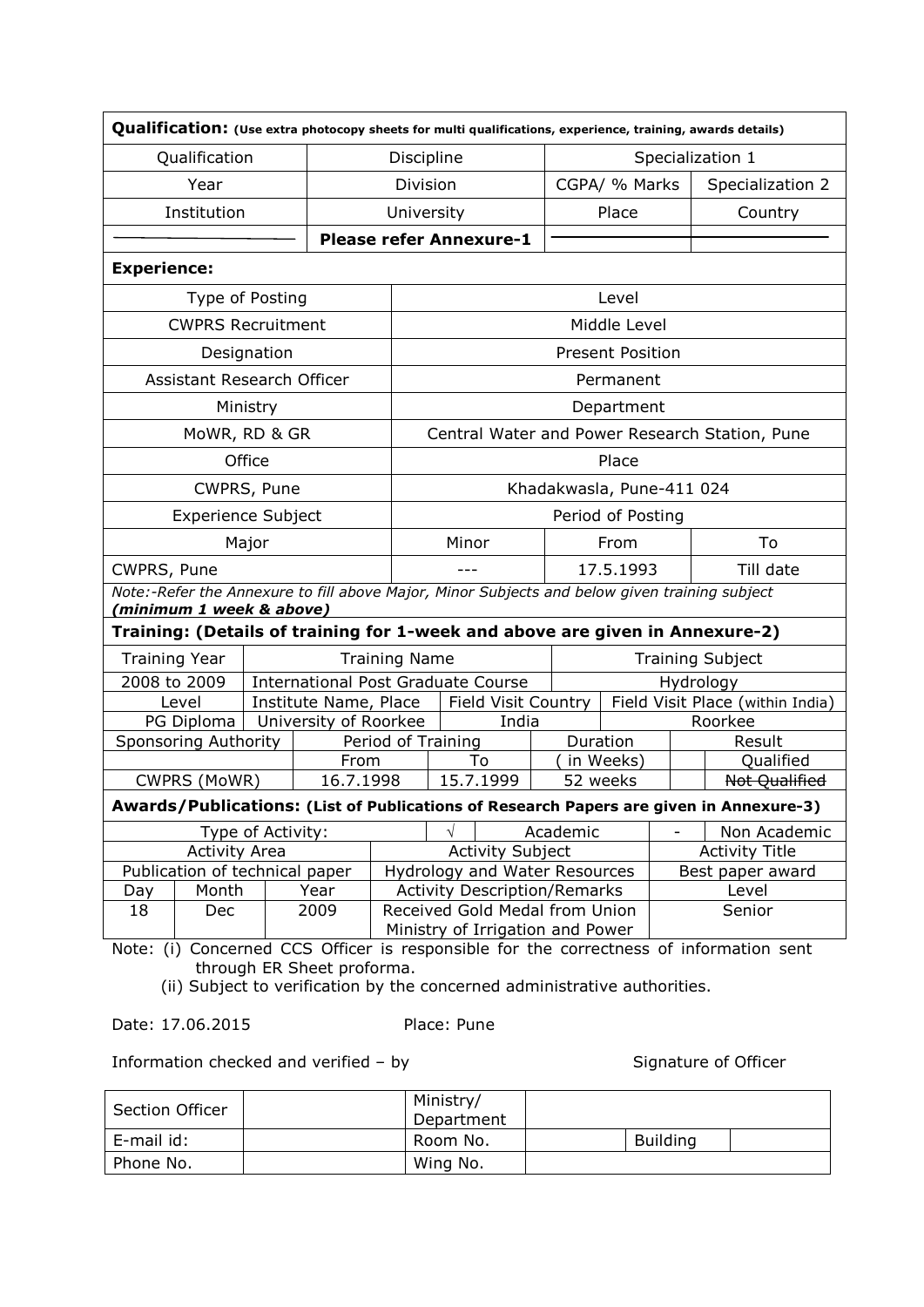| **Qualification:** (Use extra photocopy sheets for multi qualifications, experience, training, awards details) | | | |
|---|---|---|---|
| Qualification | Discipline | Specialization 1 | |
| Year | Division | CGPA/ % Marks | Specialization 2 |
| Institution | University | Place | Country |
| ———— | **Please refer Annexure-1** | ———— | ———— |

**Experience:**

| Type of Posting | Level | | |
|---|---|---|---|
| CWPRS Recruitment | Middle Level | | |
| Designation | Present Position | | |
| Assistant Research Officer | Permanent | | |
| Ministry | Department | | |
| MoWR, RD & GR | Central Water and Power Research Station, Pune | | |
| Office | Place | | |
| CWPRS, Pune | Khadakwasla, Pune-411 024 | | |
| Experience Subject | | Period of Posting | |
| Major | Minor | From | To |
| CWPRS, Pune | --- | 17.5.1993 | Till date |

*Note:-Refer the Annexure to fill above Major, Minor Subjects and below given training subject* ***(minimum 1 week & above)***

**Training: (Details of training for 1-week and above are given in Annexure-2)**

| Training Year | Training Name | | Training Subject | |
|---|---|---|---|---|
| 2008 to 2009 | International Post Graduate Course | | Hydrology | |
| Level | Institute Name, Place | Field Visit Country | Field Visit Place (within India) | |
| PG Diploma | University of Roorkee | India | Roorkee | |
| Sponsoring Authority | Period of Training | | Duration | Result |
| | From | To | ( in Weeks) | Qualified |
| CWPRS (MoWR) | 16.7.1998 | 15.7.1999 | 52 weeks | ~~Not Qualified~~ |

**Awards/Publications: (List of Publications of Research Papers are given in Annexure-3)**

| Type of Activity: | | | √ | Academic | - | Non Academic |
|---|---|---|---|---|---|---|
| Activity Area | | | Activity Subject | | Activity Title | |
| Publication of technical paper | | | Hydrology and Water Resources | | Best paper award | |
| Day | Month | Year | Activity Description/Remarks | | Level | |
| 18 | Dec | 2009 | Received Gold Medal from Union Ministry of Irrigation and Power | | Senior | |

Note: (i) Concerned CCS Officer is responsible for the correctness of information sent through ER Sheet proforma.

(ii) Subject to verification by the concerned administrative authorities.

Date: 17.06.2015 Place: Pune

Information checked and verified – by Signature of Officer

| Section Officer | | Ministry/ Department | | | |
|---|---|---|---|---|---|
| E-mail id: | | Room No. | | Building | |
| Phone No. | | Wing No. | | | |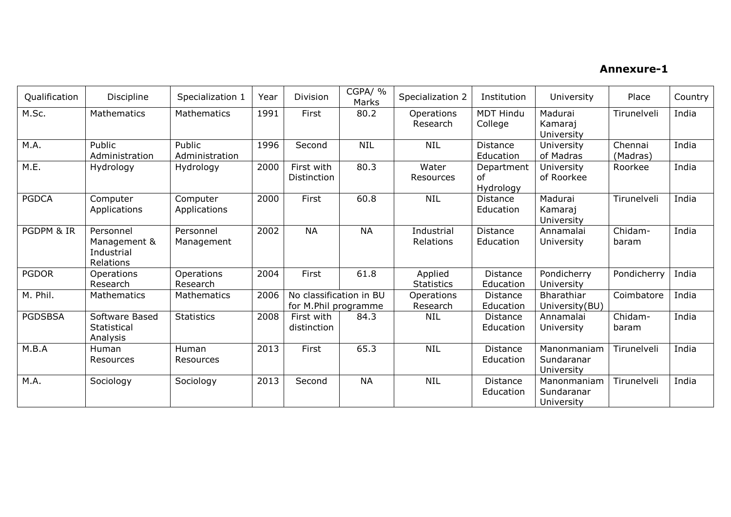**Annexure-1**

| Qualification | Discipline | Specialization 1 | Year | Division | CGPA/ % Marks | Specialization 2 | Institution | University | Place | Country |
|---|---|---|---|---|---|---|---|---|---|---|
| M.Sc. | Mathematics | Mathematics | 1991 | First | 80.2 | Operations Research | MDT Hindu College | Madurai Kamaraj University | Tirunelveli | India |
| M.A. | Public Administration | Public Administration | 1996 | Second | NIL | NIL | Distance Education | University of Madras | Chennai (Madras) | India |
| M.E. | Hydrology | Hydrology | 2000 | First with Distinction | 80.3 | Water Resources | Department of Hydrology | University of Roorkee | Roorkee | India |
| PGDCA | Computer Applications | Computer Applications | 2000 | First | 60.8 | NIL | Distance Education | Madurai Kamaraj University | Tirunelveli | India |
| PGDPM & IR | Personnel Management & Industrial Relations | Personnel Management | 2002 | NA | NA | Industrial Relations | Distance Education | Annamalai University | Chidam-baram | India |
| PGDOR | Operations Research | Operations Research | 2004 | First | 61.8 | Applied Statistics | Distance Education | Pondicherry University | Pondicherry | India |
| M. Phil. | Mathematics | Mathematics | 2006 | No classification in BU for M.Phil programme | | Operations Research | Distance Education | Bharathiar University(BU) | Coimbatore | India |
| PGDSBSA | Software Based Statistical Analysis | Statistics | 2008 | First with distinction | 84.3 | NIL | Distance Education | Annamalai University | Chidam-baram | India |
| M.B.A | Human Resources | Human Resources | 2013 | First | 65.3 | NIL | Distance Education | Manonmaniam Sundaranar University | Tirunelveli | India |
| M.A. | Sociology | Sociology | 2013 | Second | NA | NIL | Distance Education | Manonmaniam Sundaranar University | Tirunelveli | India |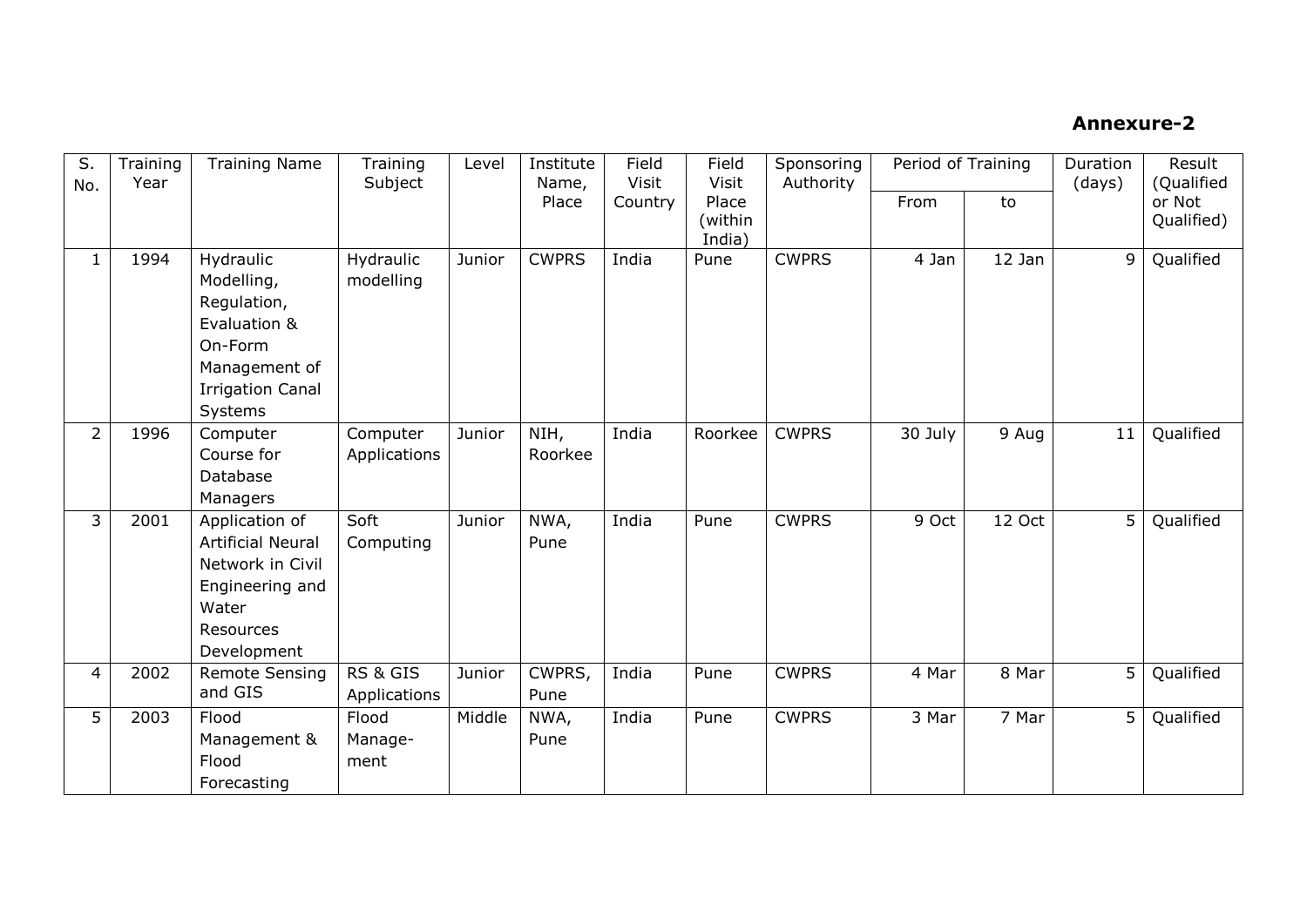**Annexure-2**

| S. No. | Training Year | Training Name | Training Subject | Level | Institute Name, Place | Field Visit Country | Field Visit Place (within India) | Sponsoring Authority | Period of Training | | Duration (days) | Result (Qualified or Not Qualified) |
|---|---|---|---|---|---|---|---|---|---|---|---|---|
| | | | | | | | | | From | to | | |
| 1 | 1994 | Hydraulic Modelling, Regulation, Evaluation & On-Form Management of Irrigation Canal Systems | Hydraulic modelling | Junior | CWPRS | India | Pune | CWPRS | 4 Jan | 12 Jan | 9 | Qualified |
| 2 | 1996 | Computer Course for Database Managers | Computer Applications | Junior | NIH, Roorkee | India | Roorkee | CWPRS | 30 July | 9 Aug | 11 | Qualified |
| 3 | 2001 | Application of Artificial Neural Network in Civil Engineering and Water Resources Development | Soft Computing | Junior | NWA, Pune | India | Pune | CWPRS | 9 Oct | 12 Oct | 5 | Qualified |
| 4 | 2002 | Remote Sensing and GIS | RS & GIS Applications | Junior | CWPRS, Pune | India | Pune | CWPRS | 4 Mar | 8 Mar | 5 | Qualified |
| 5 | 2003 | Flood Management & Flood Forecasting | Flood Manage-ment | Middle | NWA, Pune | India | Pune | CWPRS | 3 Mar | 7 Mar | 5 | Qualified |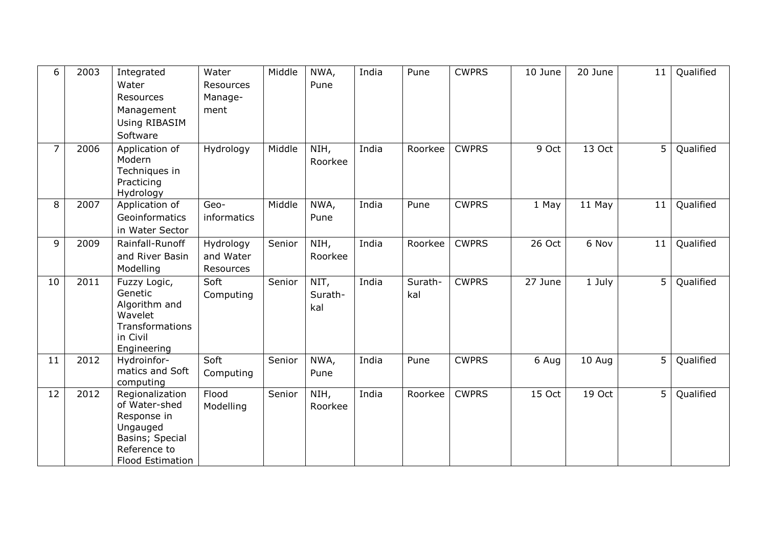| 6 | 2003 | Integrated Water Resources Management Using RIBASIM Software | Water Resources Manage-ment | Middle | NWA, Pune | India | Pune | CWPRS | 10 June | 20 June | 11 | Qualified |
|---|---|---|---|---|---|---|---|---|---|---|---|---|
| 7 | 2006 | Application of Modern Techniques in Practicing Hydrology | Hydrology | Middle | NIH, Roorkee | India | Roorkee | CWPRS | 9 Oct | 13 Oct | 5 | Qualified |
| 8 | 2007 | Application of Geoinformatics in Water Sector | Geo-informatics | Middle | NWA, Pune | India | Pune | CWPRS | 1 May | 11 May | 11 | Qualified |
| 9 | 2009 | Rainfall-Runoff and River Basin Modelling | Hydrology and Water Resources | Senior | NIH, Roorkee | India | Roorkee | CWPRS | 26 Oct | 6 Nov | 11 | Qualified |
| 10 | 2011 | Fuzzy Logic, Genetic Algorithm and Wavelet Transformations in Civil Engineering | Soft Computing | Senior | NIT, Surath-kal | India | Surath-kal | CWPRS | 27 June | 1 July | 5 | Qualified |
| 11 | 2012 | Hydroinfor-matics and Soft computing | Soft Computing | Senior | NWA, Pune | India | Pune | CWPRS | 6 Aug | 10 Aug | 5 | Qualified |
| 12 | 2012 | Regionalization of Water-shed Response in Ungauged Basins; Special Reference to Flood Estimation | Flood Modelling | Senior | NIH, Roorkee | India | Roorkee | CWPRS | 15 Oct | 19 Oct | 5 | Qualified |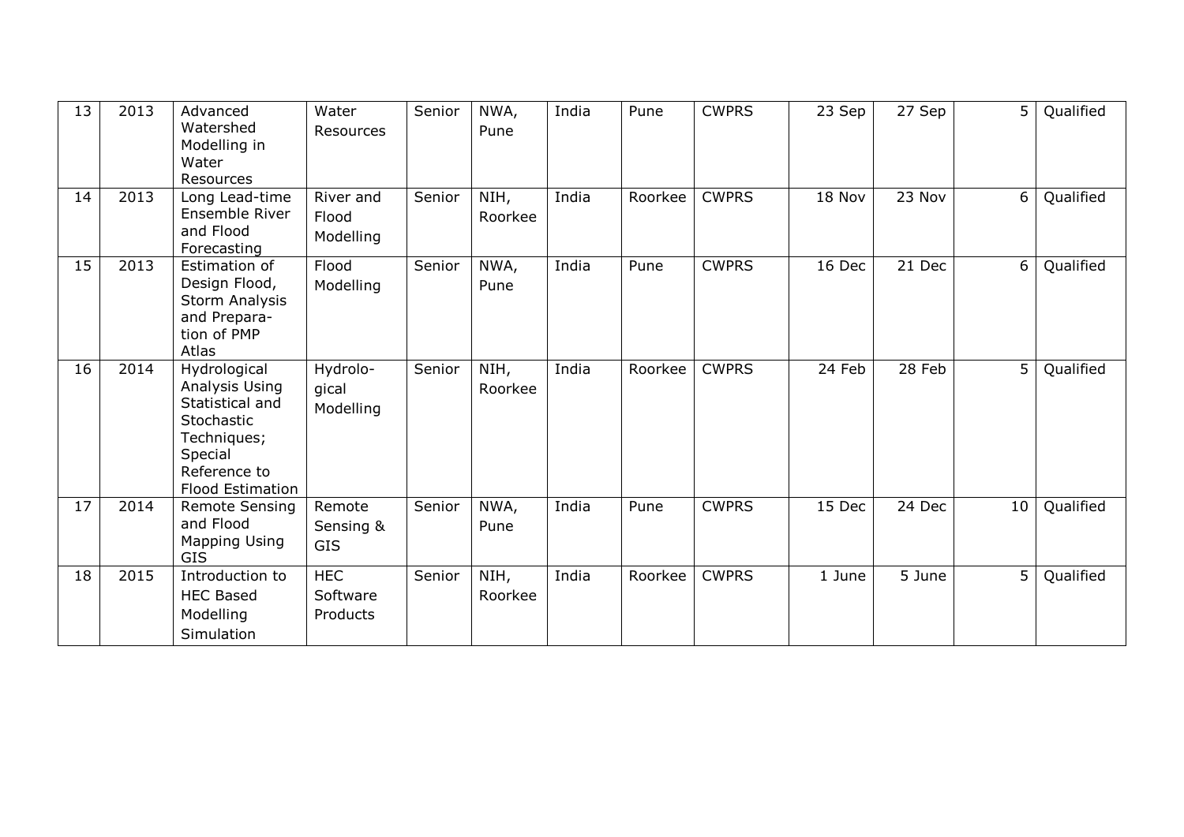| 13 | 2013 | Advanced Watershed Modelling in Water Resources | Water Resources | Senior | NWA, Pune | India | Pune | CWPRS | 23 Sep | 27 Sep | 5 | Qualified |
|---|---|---|---|---|---|---|---|---|---|---|---|---|
| 14 | 2013 | Long Lead-time Ensemble River and Flood Forecasting | River and Flood Modelling | Senior | NIH, Roorkee | India | Roorkee | CWPRS | 18 Nov | 23 Nov | 6 | Qualified |
| 15 | 2013 | Estimation of Design Flood, Storm Analysis and Prepara-tion of PMP Atlas | Flood Modelling | Senior | NWA, Pune | India | Pune | CWPRS | 16 Dec | 21 Dec | 6 | Qualified |
| 16 | 2014 | Hydrological Analysis Using Statistical and Stochastic Techniques; Special Reference to Flood Estimation | Hydrolo-gical Modelling | Senior | NIH, Roorkee | India | Roorkee | CWPRS | 24 Feb | 28 Feb | 5 | Qualified |
| 17 | 2014 | Remote Sensing and Flood Mapping Using GIS | Remote Sensing & GIS | Senior | NWA, Pune | India | Pune | CWPRS | 15 Dec | 24 Dec | 10 | Qualified |
| 18 | 2015 | Introduction to HEC Based Modelling Simulation | HEC Software Products | Senior | NIH, Roorkee | India | Roorkee | CWPRS | 1 June | 5 June | 5 | Qualified |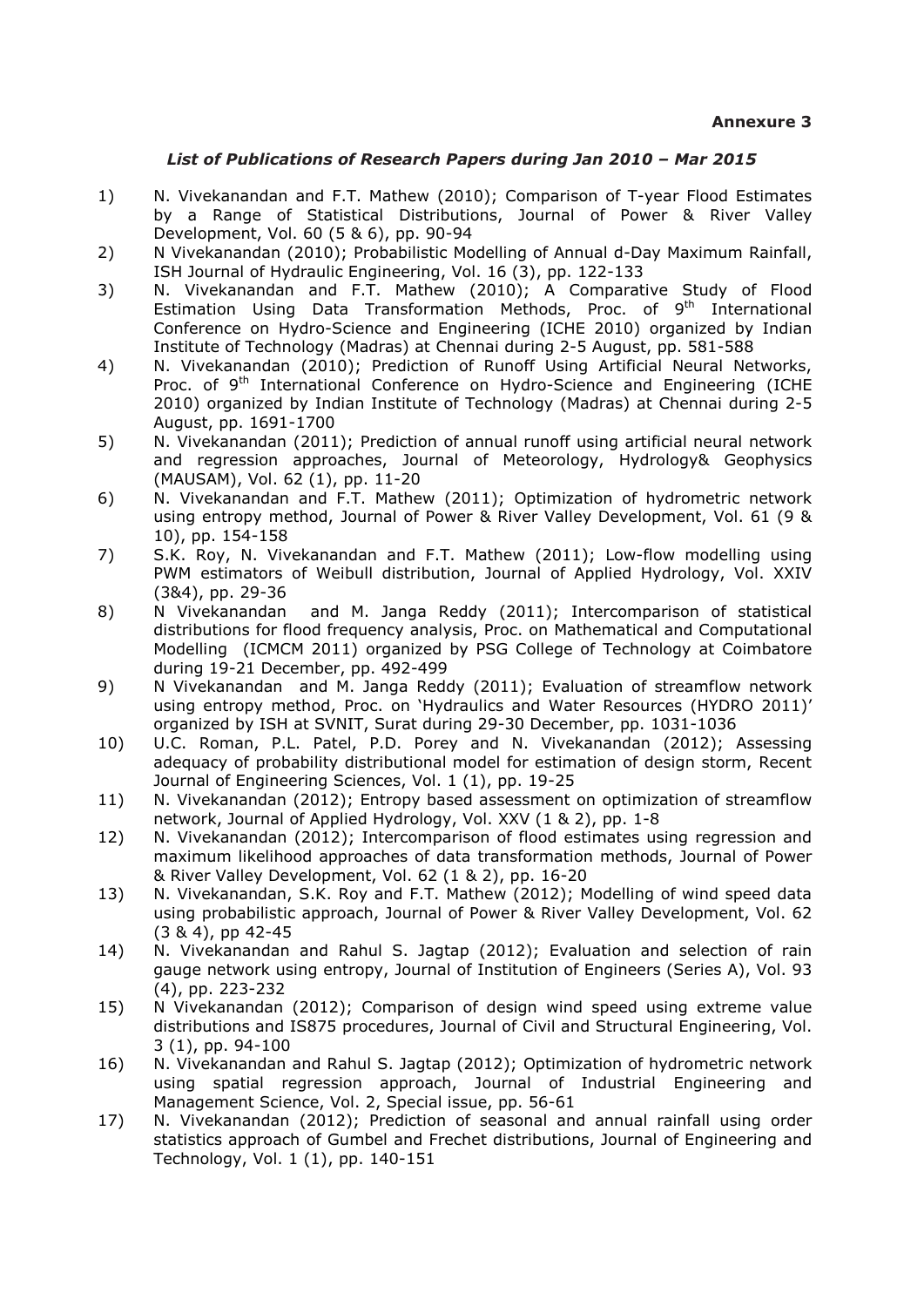**Annexure 3**

***List of Publications of Research Papers during Jan 2010 – Mar 2015***

1) N. Vivekanandan and F.T. Mathew (2010); Comparison of T-year Flood Estimates by a Range of Statistical Distributions, Journal of Power & River Valley Development, Vol. 60 (5 & 6), pp. 90-94
2) N Vivekanandan (2010); Probabilistic Modelling of Annual d-Day Maximum Rainfall, ISH Journal of Hydraulic Engineering, Vol. 16 (3), pp. 122-133
3) N. Vivekanandan and F.T. Mathew (2010); A Comparative Study of Flood Estimation Using Data Transformation Methods, Proc. of 9th International Conference on Hydro-Science and Engineering (ICHE 2010) organized by Indian Institute of Technology (Madras) at Chennai during 2-5 August, pp. 581-588
4) N. Vivekanandan (2010); Prediction of Runoff Using Artificial Neural Networks, Proc. of 9th International Conference on Hydro-Science and Engineering (ICHE 2010) organized by Indian Institute of Technology (Madras) at Chennai during 2-5 August, pp. 1691-1700
5) N. Vivekanandan (2011); Prediction of annual runoff using artificial neural network and regression approaches, Journal of Meteorology, Hydrology& Geophysics (MAUSAM), Vol. 62 (1), pp. 11-20
6) N. Vivekanandan and F.T. Mathew (2011); Optimization of hydrometric network using entropy method, Journal of Power & River Valley Development, Vol. 61 (9 & 10), pp. 154-158
7) S.K. Roy, N. Vivekanandan and F.T. Mathew (2011); Low-flow modelling using PWM estimators of Weibull distribution, Journal of Applied Hydrology, Vol. XXIV (3&4), pp. 29-36
8) N Vivekanandan and M. Janga Reddy (2011); Intercomparison of statistical distributions for flood frequency analysis, Proc. on Mathematical and Computational Modelling (ICMCM 2011) organized by PSG College of Technology at Coimbatore during 19-21 December, pp. 492-499
9) N Vivekanandan and M. Janga Reddy (2011); Evaluation of streamflow network using entropy method, Proc. on 'Hydraulics and Water Resources (HYDRO 2011)' organized by ISH at SVNIT, Surat during 29-30 December, pp. 1031-1036
10) U.C. Roman, P.L. Patel, P.D. Porey and N. Vivekanandan (2012); Assessing adequacy of probability distributional model for estimation of design storm, Recent Journal of Engineering Sciences, Vol. 1 (1), pp. 19-25
11) N. Vivekanandan (2012); Entropy based assessment on optimization of streamflow network, Journal of Applied Hydrology, Vol. XXV (1 & 2), pp. 1-8
12) N. Vivekanandan (2012); Intercomparison of flood estimates using regression and maximum likelihood approaches of data transformation methods, Journal of Power & River Valley Development, Vol. 62 (1 & 2), pp. 16-20
13) N. Vivekanandan, S.K. Roy and F.T. Mathew (2012); Modelling of wind speed data using probabilistic approach, Journal of Power & River Valley Development, Vol. 62 (3 & 4), pp 42-45
14) N. Vivekanandan and Rahul S. Jagtap (2012); Evaluation and selection of rain gauge network using entropy, Journal of Institution of Engineers (Series A), Vol. 93 (4), pp. 223-232
15) N Vivekanandan (2012); Comparison of design wind speed using extreme value distributions and IS875 procedures, Journal of Civil and Structural Engineering, Vol. 3 (1), pp. 94-100
16) N. Vivekanandan and Rahul S. Jagtap (2012); Optimization of hydrometric network using spatial regression approach, Journal of Industrial Engineering and Management Science, Vol. 2, Special issue, pp. 56-61
17) N. Vivekanandan (2012); Prediction of seasonal and annual rainfall using order statistics approach of Gumbel and Frechet distributions, Journal of Engineering and Technology, Vol. 1 (1), pp. 140-151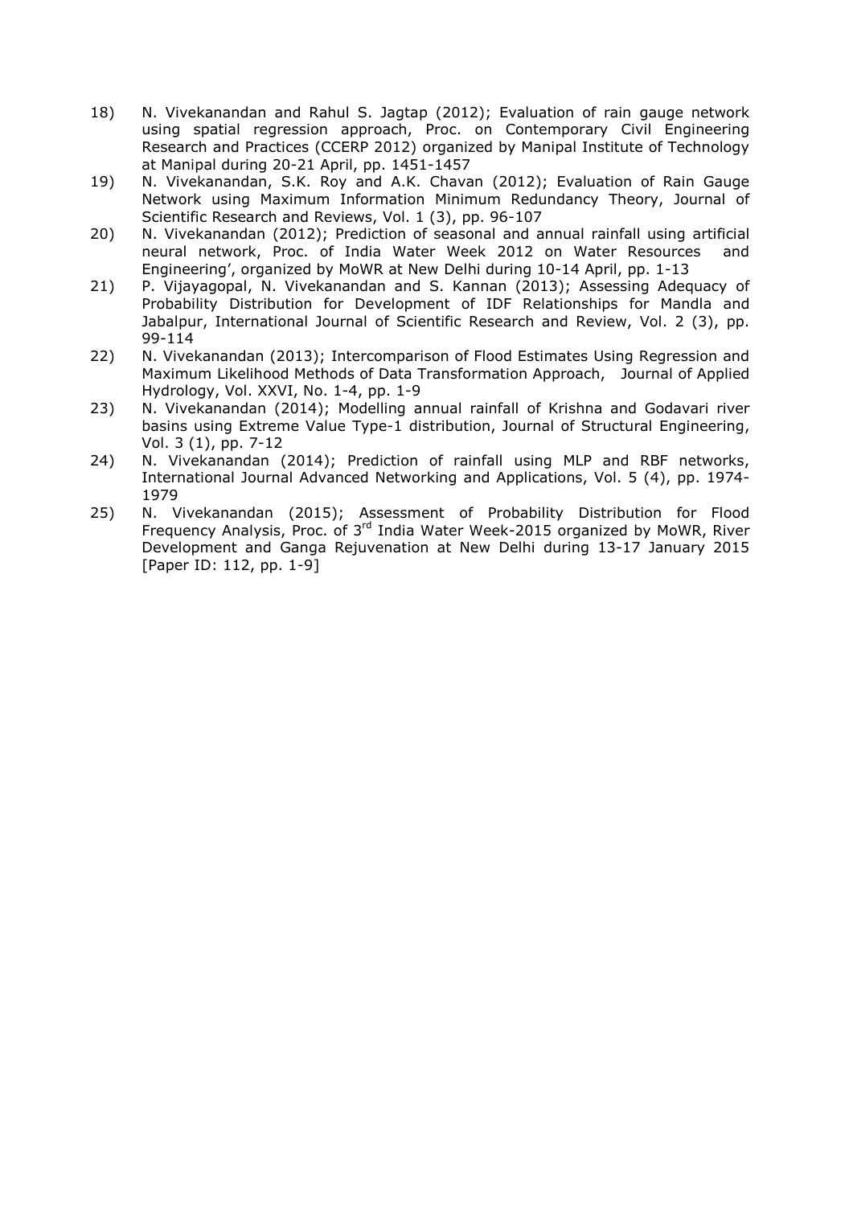18) N. Vivekanandan and Rahul S. Jagtap (2012); Evaluation of rain gauge network using spatial regression approach, Proc. on Contemporary Civil Engineering Research and Practices (CCERP 2012) organized by Manipal Institute of Technology at Manipal during 20-21 April, pp. 1451-1457
19) N. Vivekanandan, S.K. Roy and A.K. Chavan (2012); Evaluation of Rain Gauge Network using Maximum Information Minimum Redundancy Theory, Journal of Scientific Research and Reviews, Vol. 1 (3), pp. 96-107
20) N. Vivekanandan (2012); Prediction of seasonal and annual rainfall using artificial neural network, Proc. of India Water Week 2012 on Water Resources and Engineering', organized by MoWR at New Delhi during 10-14 April, pp. 1-13
21) P. Vijayagopal, N. Vivekanandan and S. Kannan (2013); Assessing Adequacy of Probability Distribution for Development of IDF Relationships for Mandla and Jabalpur, International Journal of Scientific Research and Review, Vol. 2 (3), pp. 99-114
22) N. Vivekanandan (2013); Intercomparison of Flood Estimates Using Regression and Maximum Likelihood Methods of Data Transformation Approach, Journal of Applied Hydrology, Vol. XXVI, No. 1-4, pp. 1-9
23) N. Vivekanandan (2014); Modelling annual rainfall of Krishna and Godavari river basins using Extreme Value Type-1 distribution, Journal of Structural Engineering, Vol. 3 (1), pp. 7-12
24) N. Vivekanandan (2014); Prediction of rainfall using MLP and RBF networks, International Journal Advanced Networking and Applications, Vol. 5 (4), pp. 1974-1979
25) N. Vivekanandan (2015); Assessment of Probability Distribution for Flood Frequency Analysis, Proc. of 3rd India Water Week-2015 organized by MoWR, River Development and Ganga Rejuvenation at New Delhi during 13-17 January 2015 [Paper ID: 112, pp. 1-9]